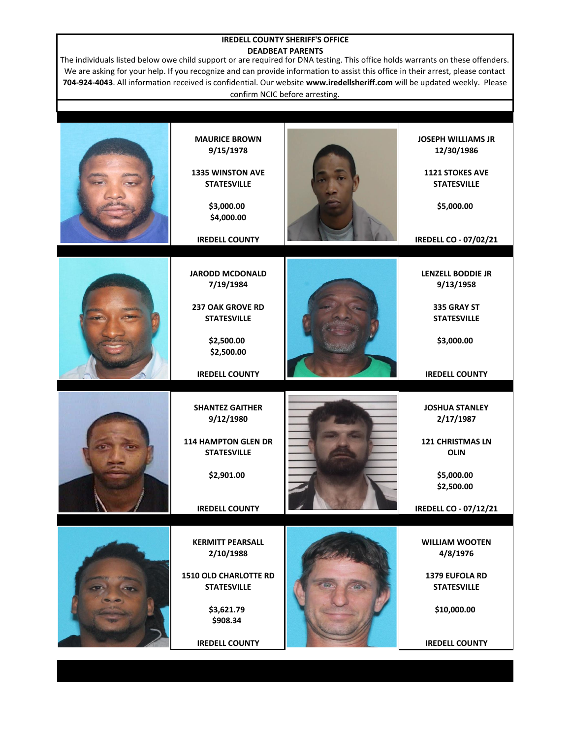# IREDELL COUNTY SHERIFF'S OFFICE

## DEADBEAT PARENTS

The individuals listed below owe child support or are required for DNA testing. This office holds warrants on these offenders. We are asking for your help. If you recognize and can provide information to assist this office in their arrest, please contact **704-924-4043**. All information received is confidential. Our website **www.iredellsheriff.com** will be updated weekly. Please confirm NCIC before arresting.

**MAURICE BROWN**
**9/15/1978**

**1335 WINSTON AVE**
**STATESVILLE**

**$3,000.00**
**$4,000.00**

**IREDELL COUNTY**

**JOSEPH WILLIAMS JR**
**12/30/1986**

**1121 STOKES AVE**
**STATESVILLE**

**$5,000.00**

**IREDELL CO - 07/02/21**

**JARODD MCDONALD**
**7/19/1984**

**237 OAK GROVE RD**
**STATESVILLE**

**$2,500.00**
**$2,500.00**

**IREDELL COUNTY**

**LENZELL BODDIE JR**
**9/13/1958**

**335 GRAY ST**
**STATESVILLE**

**$3,000.00**

**IREDELL COUNTY**

**SHANTEZ GAITHER**
**9/12/1980**

**114 HAMPTON GLEN DR**
**STATESVILLE**

**$2,901.00**

**IREDELL COUNTY**

**JOSHUA STANLEY**
**2/17/1987**

**121 CHRISTMAS LN**
**OLIN**

**$5,000.00**
**$2,500.00**

**IREDELL CO - 07/12/21**

**KERMITT PEARSALL**
**2/10/1988**

**1510 OLD CHARLOTTE RD**
**STATESVILLE**

**$3,621.79**
**$908.34**

**IREDELL COUNTY**

**WILLIAM WOOTEN**
**4/8/1976**

**1379 EUFOLA RD**
**STATESVILLE**

**$10,000.00**

**IREDELL COUNTY**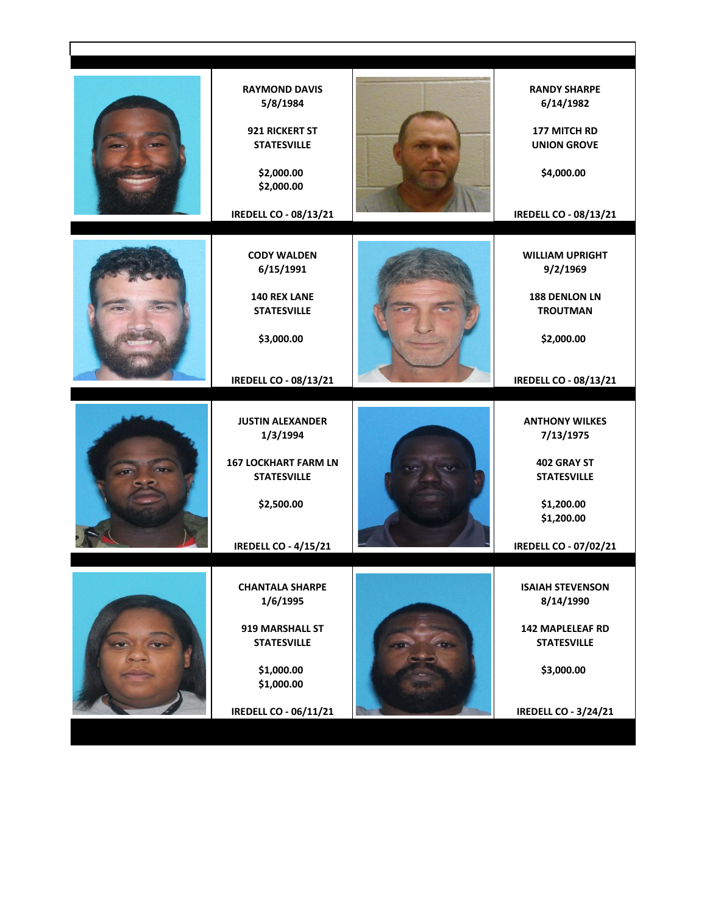| | | | |
|---|---|---|---|
| | RAYMOND DAVIS<br>5/8/1984<br><br>921 RICKERT ST<br>STATESVILLE<br><br>$2,000.00<br>$2,000.00<br><br>IREDELL CO - 08/13/21 | | RANDY SHARPE<br>6/14/1982<br><br>177 MITCH RD<br>UNION GROVE<br><br>$4,000.00<br><br>IREDELL CO - 08/13/21 |
| | CODY WALDEN<br>6/15/1991<br><br>140 REX LANE<br>STATESVILLE<br><br>$3,000.00<br><br>IREDELL CO - 08/13/21 | | WILLIAM UPRIGHT<br>9/2/1969<br><br>188 DENLON LN<br>TROUTMAN<br><br>$2,000.00<br><br>IREDELL CO - 08/13/21 |
| | JUSTIN ALEXANDER<br>1/3/1994<br><br>167 LOCKHART FARM LN<br>STATESVILLE<br><br>$2,500.00<br><br>IREDELL CO - 4/15/21 | | ANTHONY WILKES<br>7/13/1975<br><br>402 GRAY ST<br>STATESVILLE<br><br>$1,200.00<br>$1,200.00<br><br>IREDELL CO - 07/02/21 |
| | CHANTALA SHARPE<br>1/6/1995<br><br>919 MARSHALL ST<br>STATESVILLE<br><br>$1,000.00<br>$1,000.00<br><br>IREDELL CO - 06/11/21 | | ISAIAH STEVENSON<br>8/14/1990<br><br>142 MAPLELEAF RD<br>STATESVILLE<br><br>$3,000.00<br><br>IREDELL CO - 3/24/21 |